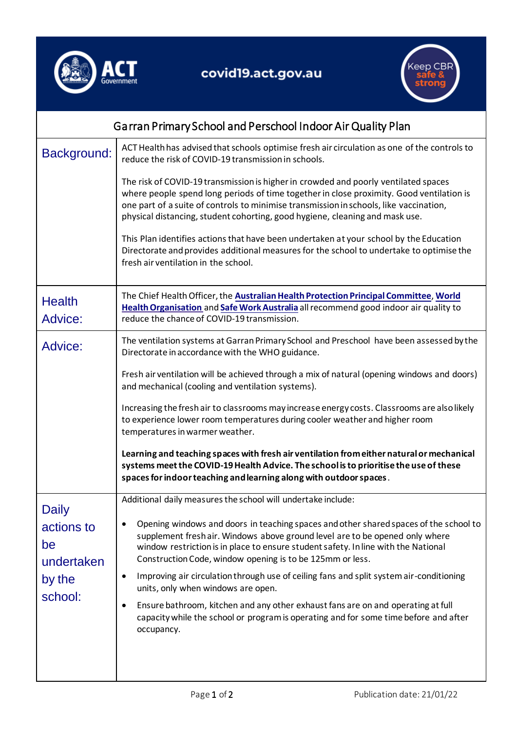covid19.act.gov.au

Keep CBR safe & strong

# Garran Primary School and Perschool Indoor Air Quality Plan

## Background:

ACT Health has advised that schools optimise fresh air circulation as one of the controls to reduce the risk of COVID-19 transmission in schools.

The risk of COVID-19 transmission is higher in crowded and poorly ventilated spaces where people spend long periods of time together in close proximity. Good ventilation is one part of a suite of controls to minimise transmission in schools, like vaccination, physical distancing, student cohorting, good hygiene, cleaning and mask use.

This Plan identifies actions that have been undertaken at your school by the Education Directorate and provides additional measures for the school to undertake to optimise the fresh air ventilation in the school.

## Health Advice:

The Chief Health Officer, the **Australian Health Protection Principal Committee**, **World Health Organisation** and **Safe Work Australia** all recommend good indoor air quality to reduce the chance of COVID-19 transmission.

## Advice:

The ventilation systems at Garran Primary School and Preschool have been assessed by the Directorate in accordance with the WHO guidance.

Fresh air ventilation will be achieved through a mix of natural (opening windows and doors) and mechanical (cooling and ventilation systems).

Increasing the fresh air to classrooms may increase energy costs. Classrooms are also likely to experience lower room temperatures during cooler weather and higher room temperatures in warmer weather.

**Learning and teaching spaces with fresh air ventilation from either natural or mechanical systems meet the COVID-19 Health Advice. The school is to prioritise the use of these spaces for indoor teaching and learning along with outdoor spaces**.

## Daily actions to be undertaken by the school:

Additional daily measures the school will undertake include:

- Opening windows and doors in teaching spaces and other shared spaces of the school to supplement fresh air. Windows above ground level are to be opened only where window restriction is in place to ensure student safety. In line with the National Construction Code, window opening is to be 125mm or less.
- Improving air circulation through use of ceiling fans and split system air-conditioning units, only when windows are open.
- Ensure bathroom, kitchen and any other exhaust fans are on and operating at full capacity while the school or program is operating and for some time before and after occupancy.

Publication date: 21/01/22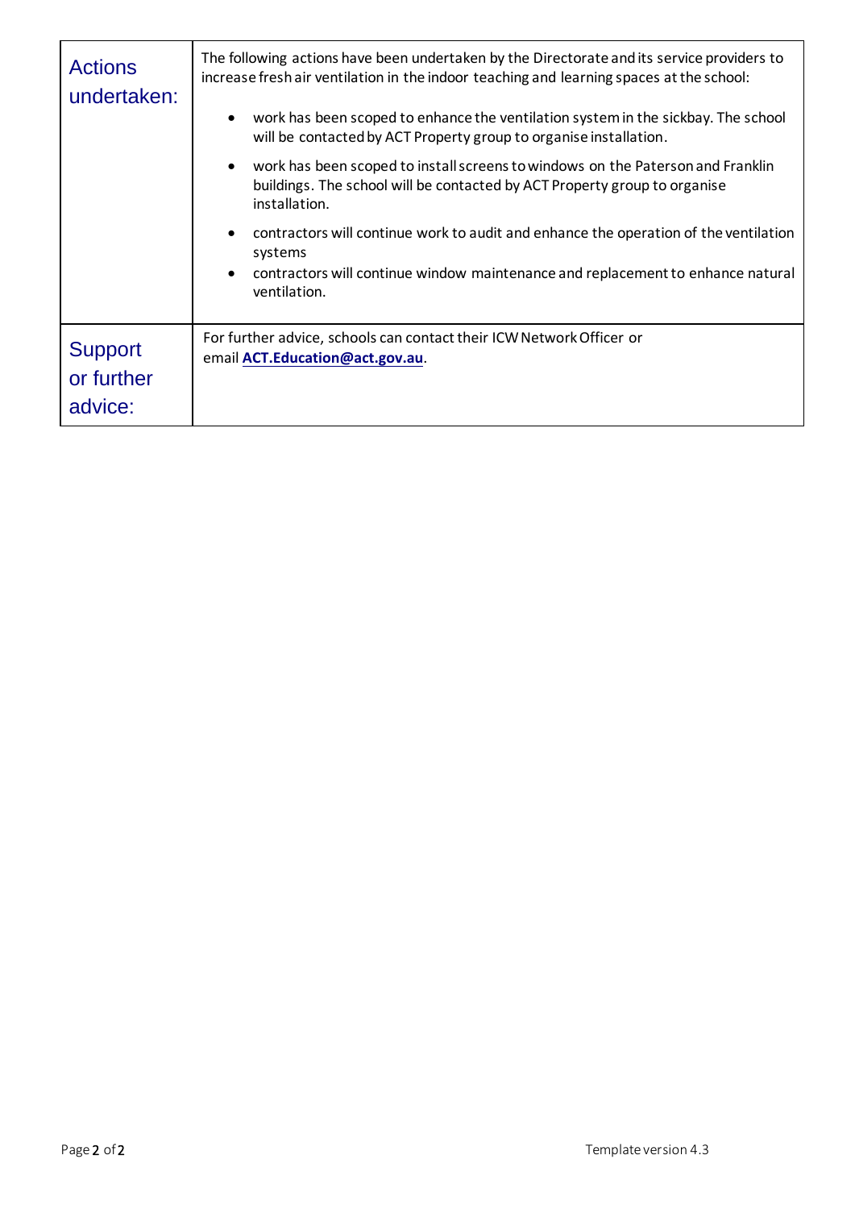| | |
|---|---|
| Actions undertaken: | The following actions have been undertaken by the Directorate and its service providers to increase fresh air ventilation in the indoor teaching and learning spaces at the school:<br><br>• work has been scoped to enhance the ventilation system in the sickbay. The school will be contacted by ACT Property group to organise installation.<br>• work has been scoped to install screens to windows on the Paterson and Franklin buildings. The school will be contacted by ACT Property group to organise installation.<br>• contractors will continue work to audit and enhance the operation of the ventilation systems<br>• contractors will continue window maintenance and replacement to enhance natural ventilation. |
| Support or further advice: | For further advice, schools can contact their ICW Network Officer or email **ACT.Education@act.gov.au**. |

Template version 4.3